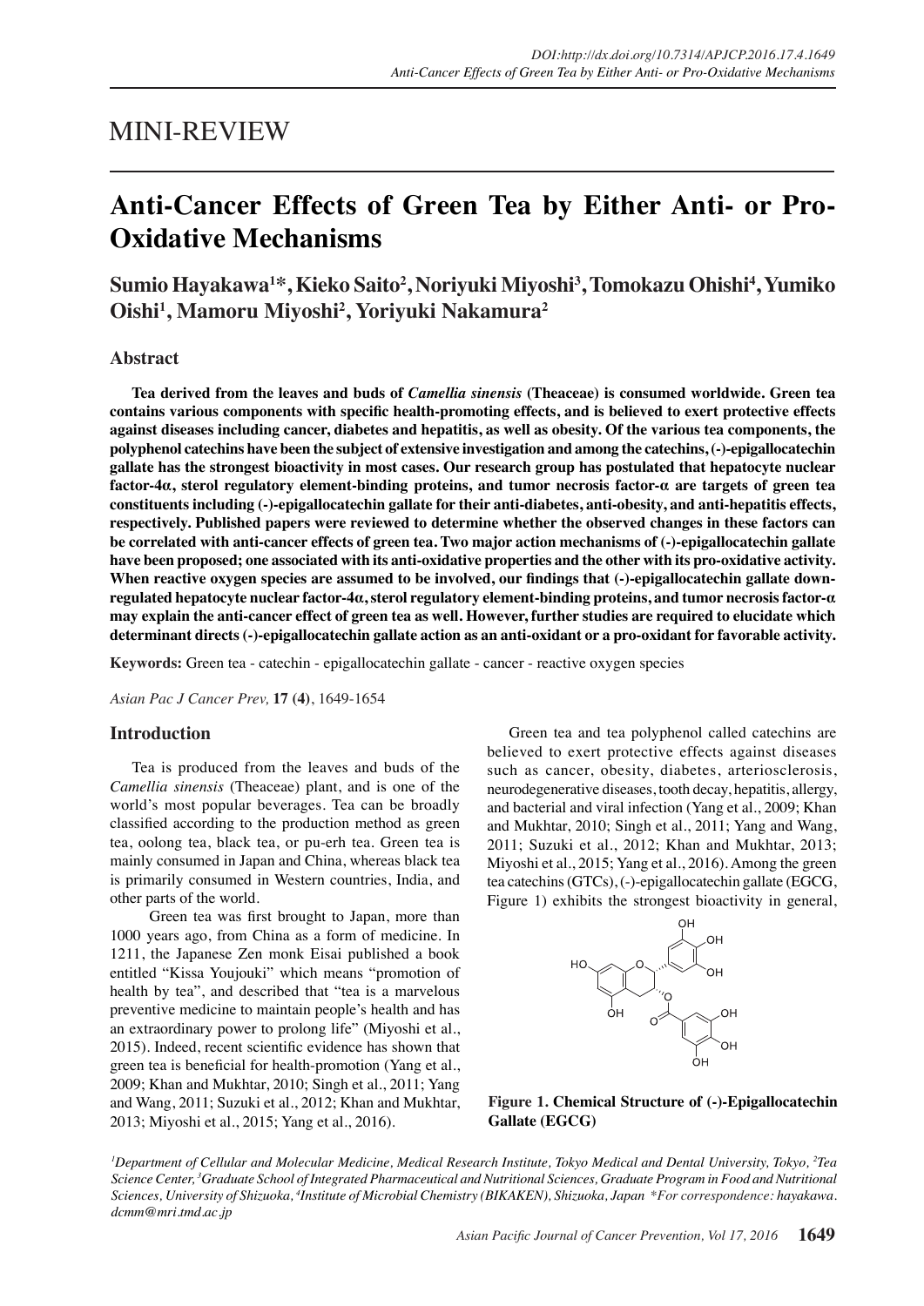# MINI-REVIEW

# Anti-Cancer Effects of Green Tea by Either Anti- or Pro-Oxidative Mechanisms

**Sumio Hayakawa[1]*, Kieko Saito[2], Noriyuki Miyoshi[3], Tomokazu Ohishi[4], Yumiko Oishi[1], Mamoru Miyoshi[2], Yoriyuki Nakamura[2]**

## Abstract

**Tea derived from the leaves and buds of *Camellia sinensis* (Theaceae) is consumed worldwide. Green tea contains various components with specific health-promoting effects, and is believed to exert protective effects against diseases including cancer, diabetes and hepatitis, as well as obesity. Of the various tea components, the polyphenol catechins have been the subject of extensive investigation and among the catechins, (-)-epigallocatechin gallate has the strongest bioactivity in most cases. Our research group has postulated that hepatocyte nuclear factor-4α, sterol regulatory element-binding proteins, and tumor necrosis factor-α are targets of green tea constituents including (-)-epigallocatechin gallate for their anti-diabetes, anti-obesity, and anti-hepatitis effects, respectively. Published papers were reviewed to determine whether the observed changes in these factors can be correlated with anti-cancer effects of green tea. Two major action mechanisms of (-)-epigallocatechin gallate have been proposed; one associated with its anti-oxidative properties and the other with its pro-oxidative activity. When reactive oxygen species are assumed to be involved, our findings that (-)-epigallocatechin gallate down-regulated hepatocyte nuclear factor-4α, sterol regulatory element-binding proteins, and tumor necrosis factor-α may explain the anti-cancer effect of green tea as well. However, further studies are required to elucidate which determinant directs (-)-epigallocatechin gallate action as an anti-oxidant or a pro-oxidant for favorable activity.**

**Keywords:** Green tea - catechin - epigallocatechin gallate - cancer - reactive oxygen species

*Asian Pac J Cancer Prev,* **17 (4)**, 1649-1654

## Introduction

Tea is produced from the leaves and buds of the *Camellia sinensis* (Theaceae) plant, and is one of the world's most popular beverages. Tea can be broadly classified according to the production method as green tea, oolong tea, black tea, or pu-erh tea. Green tea is mainly consumed in Japan and China, whereas black tea is primarily consumed in Western countries, India, and other parts of the world.

Green tea was first brought to Japan, more than 1000 years ago, from China as a form of medicine. In 1211, the Japanese Zen monk Eisai published a book entitled "Kissa Youjouki" which means "promotion of health by tea", and described that "tea is a marvelous preventive medicine to maintain people's health and has an extraordinary power to prolong life" (Miyoshi et al., 2015). Indeed, recent scientific evidence has shown that green tea is beneficial for health-promotion (Yang et al., 2009; Khan and Mukhtar, 2010; Singh et al., 2011; Yang and Wang, 2011; Suzuki et al., 2012; Khan and Mukhtar, 2013; Miyoshi et al., 2015; Yang et al., 2016).

Green tea and tea polyphenol called catechins are believed to exert protective effects against diseases such as cancer, obesity, diabetes, arteriosclerosis, neurodegenerative diseases, tooth decay, hepatitis, allergy, and bacterial and viral infection (Yang et al., 2009; Khan and Mukhtar, 2010; Singh et al., 2011; Yang and Wang, 2011; Suzuki et al., 2012; Khan and Mukhtar, 2013; Miyoshi et al., 2015; Yang et al., 2016). Among the green tea catechins (GTCs), (-)-epigallocatechin gallate (EGCG, Figure 1) exhibits the strongest bioactivity in general,

**Figure 1. Chemical Structure of (-)-Epigallocatechin Gallate (EGCG)**

*[1]Department of Cellular and Molecular Medicine, Medical Research Institute, Tokyo Medical and Dental University, Tokyo, [2]Tea Science Center, [3]Graduate School of Integrated Pharmaceutical and Nutritional Sciences, Graduate Program in Food and Nutritional Sciences, University of Shizuoka, [4]Institute of Microbial Chemistry (BIKAKEN), Shizuoka, Japan *For correspondence: hayakawa.dcmm@mri.tmd.ac.jp*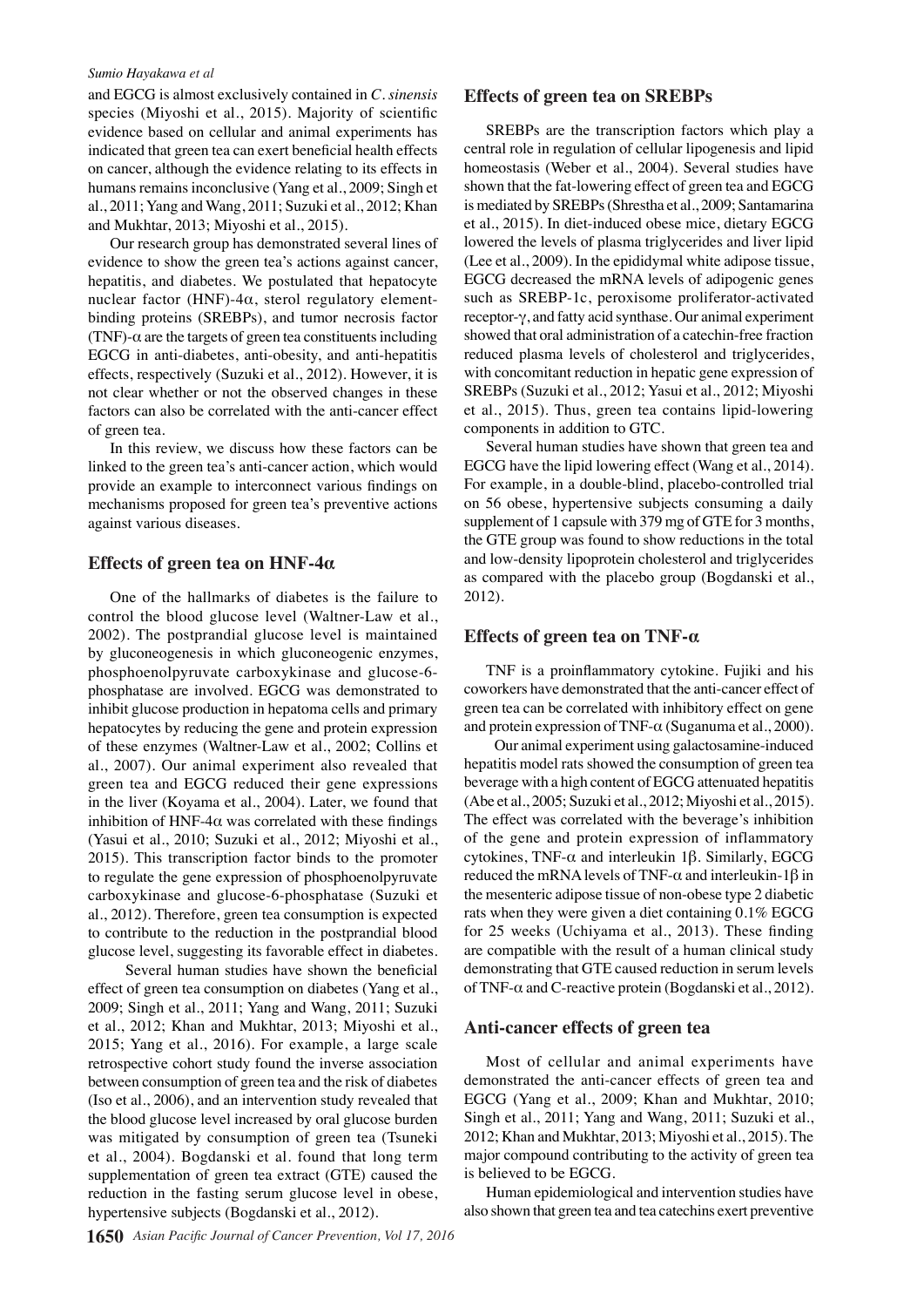and EGCG is almost exclusively contained in *C. sinensis* species (Miyoshi et al., 2015). Majority of scientific evidence based on cellular and animal experiments has indicated that green tea can exert beneficial health effects on cancer, although the evidence relating to its effects in humans remains inconclusive (Yang et al., 2009; Singh et al., 2011; Yang and Wang, 2011; Suzuki et al., 2012; Khan and Mukhtar, 2013; Miyoshi et al., 2015).

Our research group has demonstrated several lines of evidence to show the green tea's actions against cancer, hepatitis, and diabetes. We postulated that hepatocyte nuclear factor (HNF)-4α, sterol regulatory element-binding proteins (SREBPs), and tumor necrosis factor (TNF)-α are the targets of green tea constituents including EGCG in anti-diabetes, anti-obesity, and anti-hepatitis effects, respectively (Suzuki et al., 2012). However, it is not clear whether or not the observed changes in these factors can also be correlated with the anti-cancer effect of green tea.

In this review, we discuss how these factors can be linked to the green tea's anti-cancer action, which would provide an example to interconnect various findings on mechanisms proposed for green tea's preventive actions against various diseases.

## Effects of green tea on HNF-4α

One of the hallmarks of diabetes is the failure to control the blood glucose level (Waltner-Law et al., 2002). The postprandial glucose level is maintained by gluconeogenesis in which gluconeogenic enzymes, phosphoenolpyruvate carboxykinase and glucose-6-phosphatase are involved. EGCG was demonstrated to inhibit glucose production in hepatoma cells and primary hepatocytes by reducing the gene and protein expression of these enzymes (Waltner-Law et al., 2002; Collins et al., 2007). Our animal experiment also revealed that green tea and EGCG reduced their gene expressions in the liver (Koyama et al., 2004). Later, we found that inhibition of HNF-4α was correlated with these findings (Yasui et al., 2010; Suzuki et al., 2012; Miyoshi et al., 2015). This transcription factor binds to the promoter to regulate the gene expression of phosphoenolpyruvate carboxykinase and glucose-6-phosphatase (Suzuki et al., 2012). Therefore, green tea consumption is expected to contribute to the reduction in the postprandial blood glucose level, suggesting its favorable effect in diabetes.

Several human studies have shown the beneficial effect of green tea consumption on diabetes (Yang et al., 2009; Singh et al., 2011; Yang and Wang, 2011; Suzuki et al., 2012; Khan and Mukhtar, 2013; Miyoshi et al., 2015; Yang et al., 2016). For example, a large scale retrospective cohort study found the inverse association between consumption of green tea and the risk of diabetes (Iso et al., 2006), and an intervention study revealed that the blood glucose level increased by oral glucose burden was mitigated by consumption of green tea (Tsuneki et al., 2004). Bogdanski et al. found that long term supplementation of green tea extract (GTE) caused the reduction in the fasting serum glucose level in obese, hypertensive subjects (Bogdanski et al., 2012).

## Effects of green tea on SREBPs

SREBPs are the transcription factors which play a central role in regulation of cellular lipogenesis and lipid homeostasis (Weber et al., 2004). Several studies have shown that the fat-lowering effect of green tea and EGCG is mediated by SREBPs (Shrestha et al., 2009; Santamarina et al., 2015). In diet-induced obese mice, dietary EGCG lowered the levels of plasma triglycerides and liver lipid (Lee et al., 2009). In the epididymal white adipose tissue, EGCG decreased the mRNA levels of adipogenic genes such as SREBP-1c, peroxisome proliferator-activated receptor-γ, and fatty acid synthase. Our animal experiment showed that oral administration of a catechin-free fraction reduced plasma levels of cholesterol and triglycerides, with concomitant reduction in hepatic gene expression of SREBPs (Suzuki et al., 2012; Yasui et al., 2012; Miyoshi et al., 2015). Thus, green tea contains lipid-lowering components in addition to GTC.

Several human studies have shown that green tea and EGCG have the lipid lowering effect (Wang et al., 2014). For example, in a double-blind, placebo-controlled trial on 56 obese, hypertensive subjects consuming a daily supplement of 1 capsule with 379 mg of GTE for 3 months, the GTE group was found to show reductions in the total and low-density lipoprotein cholesterol and triglycerides as compared with the placebo group (Bogdanski et al., 2012).

## Effects of green tea on TNF-α

TNF is a proinflammatory cytokine. Fujiki and his coworkers have demonstrated that the anti-cancer effect of green tea can be correlated with inhibitory effect on gene and protein expression of TNF-α (Suganuma et al., 2000).

Our animal experiment using galactosamine-induced hepatitis model rats showed the consumption of green tea beverage with a high content of EGCG attenuated hepatitis (Abe et al., 2005; Suzuki et al., 2012; Miyoshi et al., 2015). The effect was correlated with the beverage's inhibition of the gene and protein expression of inflammatory cytokines, TNF-α and interleukin 1β. Similarly, EGCG reduced the mRNA levels of TNF-α and interleukin-1β in the mesenteric adipose tissue of non-obese type 2 diabetic rats when they were given a diet containing 0.1% EGCG for 25 weeks (Uchiyama et al., 2013). These finding are compatible with the result of a human clinical study demonstrating that GTE caused reduction in serum levels of TNF-α and C-reactive protein (Bogdanski et al., 2012).

## Anti-cancer effects of green tea

Most of cellular and animal experiments have demonstrated the anti-cancer effects of green tea and EGCG (Yang et al., 2009; Khan and Mukhtar, 2010; Singh et al., 2011; Yang and Wang, 2011; Suzuki et al., 2012; Khan and Mukhtar, 2013; Miyoshi et al., 2015). The major compound contributing to the activity of green tea is believed to be EGCG.

Human epidemiological and intervention studies have also shown that green tea and tea catechins exert preventive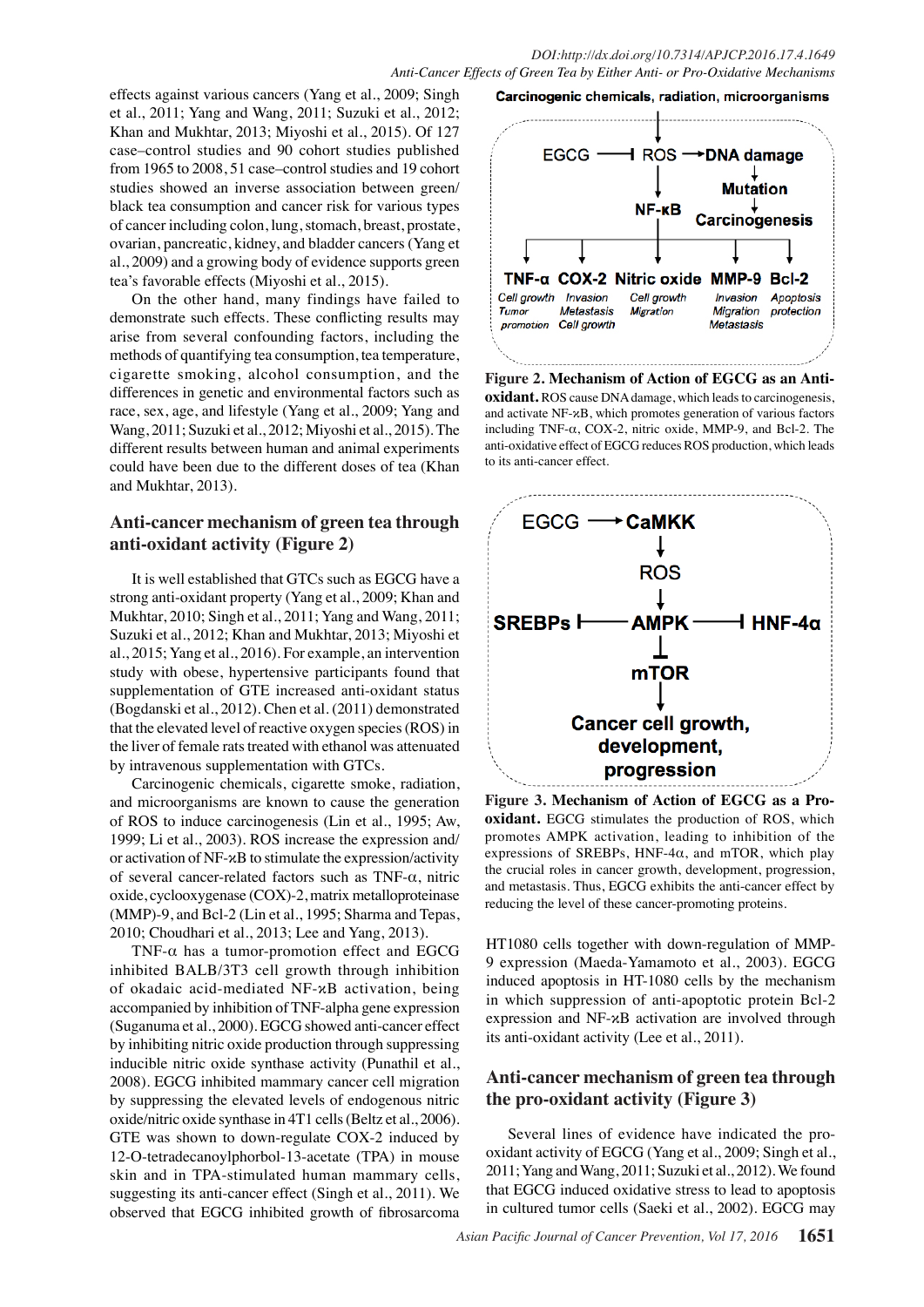effects against various cancers (Yang et al., 2009; Singh et al., 2011; Yang and Wang, 2011; Suzuki et al., 2012; Khan and Mukhtar, 2013; Miyoshi et al., 2015). Of 127 case–control studies and 90 cohort studies published from 1965 to 2008, 51 case–control studies and 19 cohort studies showed an inverse association between green/black tea consumption and cancer risk for various types of cancer including colon, lung, stomach, breast, prostate, ovarian, pancreatic, kidney, and bladder cancers (Yang et al., 2009) and a growing body of evidence supports green tea's favorable effects (Miyoshi et al., 2015).

On the other hand, many findings have failed to demonstrate such effects. These conflicting results may arise from several confounding factors, including the methods of quantifying tea consumption, tea temperature, cigarette smoking, alcohol consumption, and the differences in genetic and environmental factors such as race, sex, age, and lifestyle (Yang et al., 2009; Yang and Wang, 2011; Suzuki et al., 2012; Miyoshi et al., 2015). The different results between human and animal experiments could have been due to the different doses of tea (Khan and Mukhtar, 2013).

## Anti-cancer mechanism of green tea through anti-oxidant activity (Figure 2)

It is well established that GTCs such as EGCG have a strong anti-oxidant property (Yang et al., 2009; Khan and Mukhtar, 2010; Singh et al., 2011; Yang and Wang, 2011; Suzuki et al., 2012; Khan and Mukhtar, 2013; Miyoshi et al., 2015; Yang et al., 2016). For example, an intervention study with obese, hypertensive participants found that supplementation of GTE increased anti-oxidant status (Bogdanski et al., 2012). Chen et al. (2011) demonstrated that the elevated level of reactive oxygen species (ROS) in the liver of female rats treated with ethanol was attenuated by intravenous supplementation with GTCs.

Carcinogenic chemicals, cigarette smoke, radiation, and microorganisms are known to cause the generation of ROS to induce carcinogenesis (Lin et al., 1995; Aw, 1999; Li et al., 2003). ROS increase the expression and/or activation of NF-κB to stimulate the expression/activity of several cancer-related factors such as TNF-α, nitric oxide, cyclooxygenase (COX)-2, matrix metalloproteinase (MMP)-9, and Bcl-2 (Lin et al., 1995; Sharma and Tepas, 2010; Choudhari et al., 2013; Lee and Yang, 2013).

TNF-α has a tumor-promotion effect and EGCG inhibited BALB/3T3 cell growth through inhibition of okadaic acid-mediated NF-κB activation, being accompanied by inhibition of TNF-alpha gene expression (Suganuma et al., 2000). EGCG showed anti-cancer effect by inhibiting nitric oxide production through suppressing inducible nitric oxide synthase activity (Punathil et al., 2008). EGCG inhibited mammary cancer cell migration by suppressing the elevated levels of endogenous nitric oxide/nitric oxide synthase in 4T1 cells (Beltz et al., 2006). GTE was shown to down-regulate COX-2 induced by 12-O-tetradecanoylphorbol-13-acetate (TPA) in mouse skin and in TPA-stimulated human mammary cells, suggesting its anti-cancer effect (Singh et al., 2011). We observed that EGCG inhibited growth of fibrosarcoma HT1080 cells together with down-regulation of MMP-9 expression (Maeda-Yamamoto et al., 2003). EGCG induced apoptosis in HT-1080 cells by the mechanism in which suppression of anti-apoptotic protein Bcl-2 expression and NF-κB activation are involved through its anti-oxidant activity (Lee et al., 2011).

Carcinogenic chemicals, radiation, microorganisms

EGCG ⊣ ROS → DNA damage → Mutation → Carcinogenesis; ROS → NF-κB → TNF-α (Cell growth, Tumor promotion), COX-2 (Invasion, Metastasis, Cell growth), Nitric oxide (Cell growth, Migration), MMP-9 (Invasion, Migration, Metastasis), Bcl-2 (Apoptosis protection)

**Figure 2. Mechanism of Action of EGCG as an Anti-oxidant.** ROS cause DNA damage, which leads to carcinogenesis, and activate NF-κB, which promotes generation of various factors including TNF-α, COX-2, nitric oxide, MMP-9, and Bcl-2. The anti-oxidative effect of EGCG reduces ROS production, which leads to its anti-cancer effect.

EGCG → CaMKK → ROS → AMPK; SREBPs ⊣ AMPK ⊣ HNF-4α; AMPK ⊣ mTOR → Cancer cell growth, development, progression

**Figure 3. Mechanism of Action of EGCG as a Pro-oxidant.** EGCG stimulates the production of ROS, which promotes AMPK activation, leading to inhibition of the expressions of SREBPs, HNF-4α, and mTOR, which play the crucial roles in cancer growth, development, progression, and metastasis. Thus, EGCG exhibits the anti-cancer effect by reducing the level of these cancer-promoting proteins.

## Anti-cancer mechanism of green tea through the pro-oxidant activity (Figure 3)

Several lines of evidence have indicated the pro-oxidant activity of EGCG (Yang et al., 2009; Singh et al., 2011; Yang and Wang, 2011; Suzuki et al., 2012). We found that EGCG induced oxidative stress to lead to apoptosis in cultured tumor cells (Saeki et al., 2002). EGCG may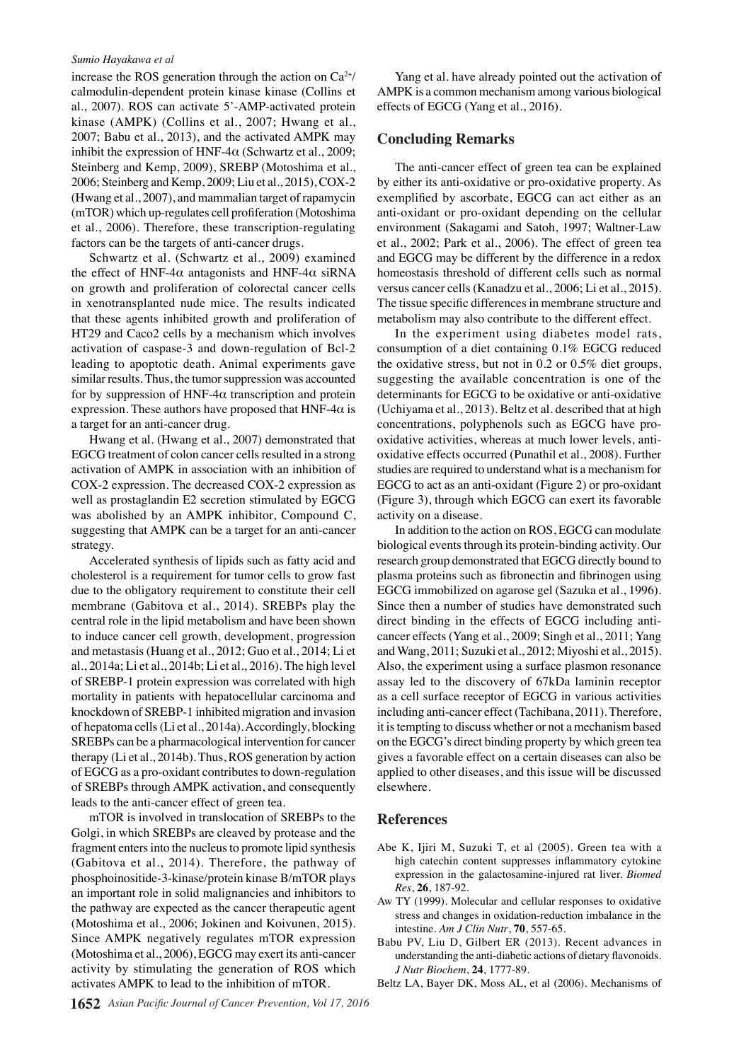increase the ROS generation through the action on $Ca^{2+}$/calmodulin-dependent protein kinase kinase (Collins et al., 2007). ROS can activate 5'-AMP-activated protein kinase (AMPK) (Collins et al., 2007; Hwang et al., 2007; Babu et al., 2013), and the activated AMPK may inhibit the expression of HNF-4α (Schwartz et al., 2009; Steinberg and Kemp, 2009), SREBP (Motoshima et al., 2006; Steinberg and Kemp, 2009; Liu et al., 2015), COX-2 (Hwang et al., 2007), and mammalian target of rapamycin (mTOR) which up-regulates cell profileration (Motoshima et al., 2006). Therefore, these transcription-regulating factors can be the targets of anti-cancer drugs.

Schwartz et al. (Schwartz et al., 2009) examined the effect of HNF-4α antagonists and HNF-4α siRNA on growth and proliferation of colorectal cancer cells in xenotransplanted nude mice. The results indicated that these agents inhibited growth and proliferation of HT29 and Caco2 cells by a mechanism which involves activation of caspase-3 and down-regulation of Bcl-2 leading to apoptotic death. Animal experiments gave similar results. Thus, the tumor suppression was accounted for by suppression of HNF-4α transcription and protein expression. These authors have proposed that HNF-4α is a target for an anti-cancer drug.

Hwang et al. (Hwang et al., 2007) demonstrated that EGCG treatment of colon cancer cells resulted in a strong activation of AMPK in association with an inhibition of COX-2 expression. The decreased COX-2 expression as well as prostaglandin E2 secretion stimulated by EGCG was abolished by an AMPK inhibitor, Compound C, suggesting that AMPK can be a target for an anti-cancer strategy.

Accelerated synthesis of lipids such as fatty acid and cholesterol is a requirement for tumor cells to grow fast due to the obligatory requirement to constitute their cell membrane (Gabitova et al., 2014). SREBPs play the central role in the lipid metabolism and have been shown to induce cancer cell growth, development, progression and metastasis (Huang et al., 2012; Guo et al., 2014; Li et al., 2014a; Li et al., 2014b; Li et al., 2016). The high level of SREBP-1 protein expression was correlated with high mortality in patients with hepatocellular carcinoma and knockdown of SREBP-1 inhibited migration and invasion of hepatoma cells (Li et al., 2014a). Accordingly, blocking SREBPs can be a pharmacological intervention for cancer therapy (Li et al., 2014b). Thus, ROS generation by action of EGCG as a pro-oxidant contributes to down-regulation of SREBPs through AMPK activation, and consequently leads to the anti-cancer effect of green tea.

mTOR is involved in translocation of SREBPs to the Golgi, in which SREBPs are cleaved by protease and the fragment enters into the nucleus to promote lipid synthesis (Gabitova et al., 2014). Therefore, the pathway of phosphoinositide-3-kinase/protein kinase B/mTOR plays an important role in solid malignancies and inhibitors to the pathway are expected as the cancer therapeutic agent (Motoshima et al., 2006; Jokinen and Koivunen, 2015). Since AMPK negatively regulates mTOR expression (Motoshima et al., 2006), EGCG may exert its anti-cancer activity by stimulating the generation of ROS which activates AMPK to lead to the inhibition of mTOR.

Yang et al. have already pointed out the activation of AMPK is a common mechanism among various biological effects of EGCG (Yang et al., 2016).

## Concluding Remarks

The anti-cancer effect of green tea can be explained by either its anti-oxidative or pro-oxidative property. As exemplified by ascorbate, EGCG can act either as an anti-oxidant or pro-oxidant depending on the cellular environment (Sakagami and Satoh, 1997; Waltner-Law et al., 2002; Park et al., 2006). The effect of green tea and EGCG may be different by the difference in a redox homeostasis threshold of different cells such as normal versus cancer cells (Kanadzu et al., 2006; Li et al., 2015). The tissue specific differences in membrane structure and metabolism may also contribute to the different effect.

In the experiment using diabetes model rats, consumption of a diet containing 0.1% EGCG reduced the oxidative stress, but not in 0.2 or 0.5% diet groups, suggesting the available concentration is one of the determinants for EGCG to be oxidative or anti-oxidative (Uchiyama et al., 2013). Beltz et al. described that at high concentrations, polyphenols such as EGCG have pro-oxidative activities, whereas at much lower levels, anti-oxidative effects occurred (Punathil et al., 2008). Further studies are required to understand what is a mechanism for EGCG to act as an anti-oxidant (Figure 2) or pro-oxidant (Figure 3), through which EGCG can exert its favorable activity on a disease.

In addition to the action on ROS, EGCG can modulate biological events through its protein-binding activity. Our research group demonstrated that EGCG directly bound to plasma proteins such as fibronectin and fibrinogen using EGCG immobilized on agarose gel (Sazuka et al., 1996). Since then a number of studies have demonstrated such direct binding in the effects of EGCG including anti-cancer effects (Yang et al., 2009; Singh et al., 2011; Yang and Wang, 2011; Suzuki et al., 2012; Miyoshi et al., 2015). Also, the experiment using a surface plasmon resonance assay led to the discovery of 67kDa laminin receptor as a cell surface receptor of EGCG in various activities including anti-cancer effect (Tachibana, 2011). Therefore, it is tempting to discuss whether or not a mechanism based on the EGCG's direct binding property by which green tea gives a favorable effect on a certain diseases can also be applied to other diseases, and this issue will be discussed elsewhere.

## References

Abe K, Ijiri M, Suzuki T, et al (2005). Green tea with a high catechin content suppresses inflammatory cytokine expression in the galactosamine-injured rat liver. *Biomed Res*, **26**, 187-92.

Aw TY (1999). Molecular and cellular responses to oxidative stress and changes in oxidation-reduction imbalance in the intestine. *Am J Clin Nutr*, **70**, 557-65.

Babu PV, Liu D, Gilbert ER (2013). Recent advances in understanding the anti-diabetic actions of dietary flavonoids. *J Nutr Biochem*, **24**, 1777-89.

Beltz LA, Bayer DK, Moss AL, et al (2006). Mechanisms of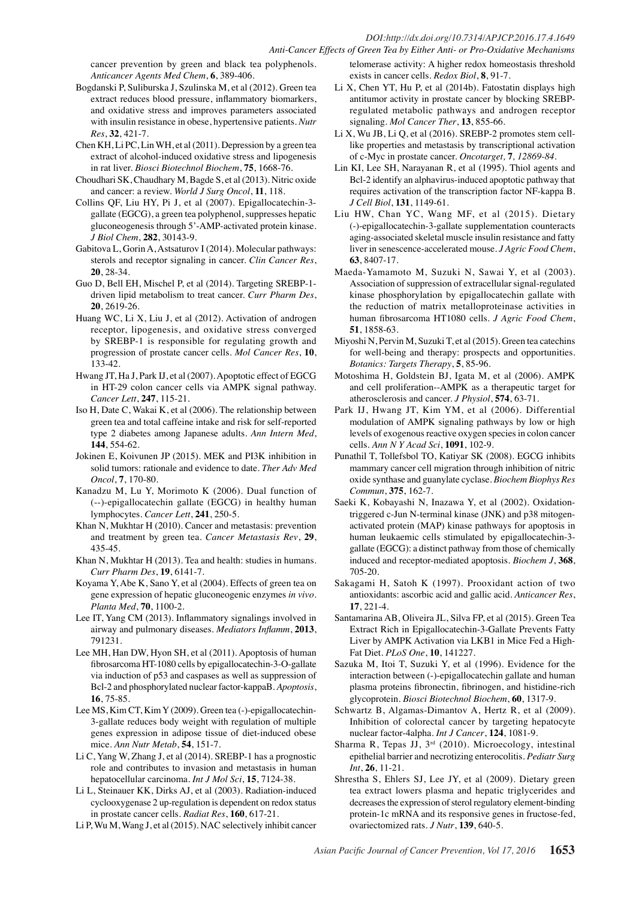cancer prevention by green and black tea polyphenols. *Anticancer Agents Med Chem*, **6**, 389-406.

Bogdanski P, Suliburska J, Szulinska M, et al (2012). Green tea extract reduces blood pressure, inflammatory biomarkers, and oxidative stress and improves parameters associated with insulin resistance in obese, hypertensive patients. *Nutr Res*, **32**, 421-7.

Chen KH, Li PC, Lin WH, et al (2011). Depression by a green tea extract of alcohol-induced oxidative stress and lipogenesis in rat liver. *Biosci Biotechnol Biochem*, **75**, 1668-76.

Choudhari SK, Chaudhary M, Bagde S, et al (2013). Nitric oxide and cancer: a review. *World J Surg Oncol*, **11**, 118.

Collins QF, Liu HY, Pi J, et al (2007). Epigallocatechin-3-gallate (EGCG), a green tea polyphenol, suppresses hepatic gluconeogenesis through 5'-AMP-activated protein kinase. *J Biol Chem*, **282**, 30143-9.

Gabitova L, Gorin A, Astsaturov I (2014). Molecular pathways: sterols and receptor signaling in cancer. *Clin Cancer Res*, **20**, 28-34.

Guo D, Bell EH, Mischel P, et al (2014). Targeting SREBP-1-driven lipid metabolism to treat cancer. *Curr Pharm Des*, **20**, 2619-26.

Huang WC, Li X, Liu J, et al (2012). Activation of androgen receptor, lipogenesis, and oxidative stress converged by SREBP-1 is responsible for regulating growth and progression of prostate cancer cells. *Mol Cancer Res*, **10**, 133-42.

Hwang JT, Ha J, Park IJ, et al (2007). Apoptotic effect of EGCG in HT-29 colon cancer cells via AMPK signal pathway. *Cancer Lett*, **247**, 115-21.

Iso H, Date C, Wakai K, et al (2006). The relationship between green tea and total caffeine intake and risk for self-reported type 2 diabetes among Japanese adults. *Ann Intern Med*, **144**, 554-62.

Jokinen E, Koivunen JP (2015). MEK and PI3K inhibition in solid tumors: rationale and evidence to date. *Ther Adv Med Oncol*, **7**, 170-80.

Kanadzu M, Lu Y, Morimoto K (2006). Dual function of (--)-epigallocatechin gallate (EGCG) in healthy human lymphocytes. *Cancer Lett*, **241**, 250-5.

Khan N, Mukhtar H (2010). Cancer and metastasis: prevention and treatment by green tea. *Cancer Metastasis Rev*, **29**, 435-45.

Khan N, Mukhtar H (2013). Tea and health: studies in humans. *Curr Pharm Des*, **19**, 6141-7.

Koyama Y, Abe K, Sano Y, et al (2004). Effects of green tea on gene expression of hepatic gluconeogenic enzymes *in vivo*. *Planta Med*, **70**, 1100-2.

Lee IT, Yang CM (2013). Inflammatory signalings involved in airway and pulmonary diseases. *Mediators Inflamm*, **2013**, 791231.

Lee MH, Han DW, Hyon SH, et al (2011). Apoptosis of human fibrosarcoma HT-1080 cells by epigallocatechin-3-O-gallate via induction of p53 and caspases as well as suppression of Bcl-2 and phosphorylated nuclear factor-kappaB. *Apoptosis*, **16**, 75-85.

Lee MS, Kim CT, Kim Y (2009). Green tea (-)-epigallocatechin-3-gallate reduces body weight with regulation of multiple genes expression in adipose tissue of diet-induced obese mice. *Ann Nutr Metab*, **54**, 151-7.

Li C, Yang W, Zhang J, et al (2014). SREBP-1 has a prognostic role and contributes to invasion and metastasis in human hepatocellular carcinoma. *Int J Mol Sci*, **15**, 7124-38.

Li L, Steinauer KK, Dirks AJ, et al (2003). Radiation-induced cyclooxygenase 2 up-regulation is dependent on redox status in prostate cancer cells. *Radiat Res*, **160**, 617-21.

Li P, Wu M, Wang J, et al (2015). NAC selectively inhibit cancer telomerase activity: A higher redox homeostasis threshold exists in cancer cells. *Redox Biol*, **8**, 91-7.

Li X, Chen YT, Hu P, et al (2014b). Fatostatin displays high antitumor activity in prostate cancer by blocking SREBP-regulated metabolic pathways and androgen receptor signaling. *Mol Cancer Ther*, **13**, 855-66.

Li X, Wu JB, Li Q, et al (2016). SREBP-2 promotes stem cell-like properties and metastasis by transcriptional activation of c-Myc in prostate cancer. *Oncotarget*, *7, 12869-84*.

Lin KI, Lee SH, Narayanan R, et al (1995). Thiol agents and Bcl-2 identify an alphavirus-induced apoptotic pathway that requires activation of the transcription factor NF-kappa B. *J Cell Biol*, **131**, 1149-61.

Liu HW, Chan YC, Wang MF, et al (2015). Dietary (-)-epigallocatechin-3-gallate supplementation counteracts aging-associated skeletal muscle insulin resistance and fatty liver in senescence-accelerated mouse. *J Agric Food Chem*, **63**, 8407-17.

Maeda-Yamamoto M, Suzuki N, Sawai Y, et al (2003). Association of suppression of extracellular signal-regulated kinase phosphorylation by epigallocatechin gallate with the reduction of matrix metalloproteinase activities in human fibrosarcoma HT1080 cells. *J Agric Food Chem*, **51**, 1858-63.

Miyoshi N, Pervin M, Suzuki T, et al (2015). Green tea catechins for well-being and therapy: prospects and opportunities. *Botanics: Targets Therapy*, **5**, 85-96.

Motoshima H, Goldstein BJ, Igata M, et al (2006). AMPK and cell proliferation--AMPK as a therapeutic target for atherosclerosis and cancer. *J Physiol*, **574**, 63-71.

Park IJ, Hwang JT, Kim YM, et al (2006). Differential modulation of AMPK signaling pathways by low or high levels of exogenous reactive oxygen species in colon cancer cells. *Ann N Y Acad Sci*, **1091**, 102-9.

Punathil T, Tollefsbol TO, Katiyar SK (2008). EGCG inhibits mammary cancer cell migration through inhibition of nitric oxide synthase and guanylate cyclase. *Biochem Biophys Res Commun*, **375**, 162-7.

Saeki K, Kobayashi N, Inazawa Y, et al (2002). Oxidation-triggered c-Jun N-terminal kinase (JNK) and p38 mitogen-activated protein (MAP) kinase pathways for apoptosis in human leukaemic cells stimulated by epigallocatechin-3-gallate (EGCG): a distinct pathway from those of chemically induced and receptor-mediated apoptosis. *Biochem J*, **368**, 705-20.

Sakagami H, Satoh K (1997). Prooxidant action of two antioxidants: ascorbic acid and gallic acid. *Anticancer Res*, **17**, 221-4.

Santamarina AB, Oliveira JL, Silva FP, et al (2015). Green Tea Extract Rich in Epigallocatechin-3-Gallate Prevents Fatty Liver by AMPK Activation via LKB1 in Mice Fed a High-Fat Diet. *PLoS One*, **10**, 141227.

Sazuka M, Itoi T, Suzuki Y, et al (1996). Evidence for the interaction between (-)-epigallocatechin gallate and human plasma proteins fibronectin, fibrinogen, and histidine-rich glycoprotein. *Biosci Biotechnol Biochem*, **60**, 1317-9.

Schwartz B, Algamas-Dimantov A, Hertz R, et al (2009). Inhibition of colorectal cancer by targeting hepatocyte nuclear factor-4alpha. *Int J Cancer*, **124**, 1081-9.

Sharma R, Tepas JJ, 3rd (2010). Microecology, intestinal epithelial barrier and necrotizing enterocolitis. *Pediatr Surg Int*, **26**, 11-21.

Shrestha S, Ehlers SJ, Lee JY, et al (2009). Dietary green tea extract lowers plasma and hepatic triglycerides and decreases the expression of sterol regulatory element-binding protein-1c mRNA and its responsive genes in fructose-fed, ovariectomized rats. *J Nutr*, **139**, 640-5.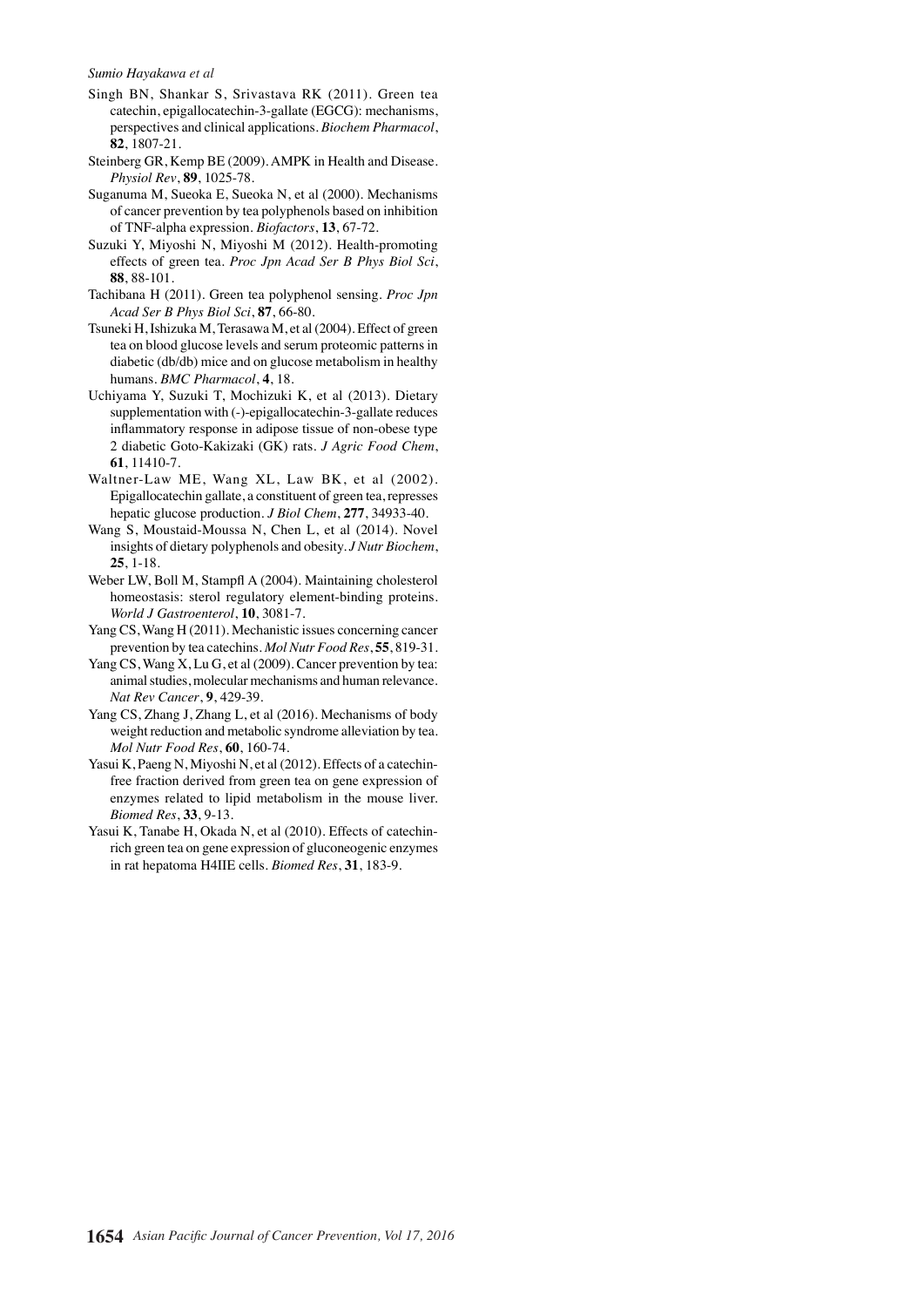Singh BN, Shankar S, Srivastava RK (2011). Green tea catechin, epigallocatechin-3-gallate (EGCG): mechanisms, perspectives and clinical applications. *Biochem Pharmacol*, **82**, 1807-21.

Steinberg GR, Kemp BE (2009). AMPK in Health and Disease. *Physiol Rev*, **89**, 1025-78.

Suganuma M, Sueoka E, Sueoka N, et al (2000). Mechanisms of cancer prevention by tea polyphenols based on inhibition of TNF-alpha expression. *Biofactors*, **13**, 67-72.

Suzuki Y, Miyoshi N, Miyoshi M (2012). Health-promoting effects of green tea. *Proc Jpn Acad Ser B Phys Biol Sci*, **88**, 88-101.

Tachibana H (2011). Green tea polyphenol sensing. *Proc Jpn Acad Ser B Phys Biol Sci*, **87**, 66-80.

Tsuneki H, Ishizuka M, Terasawa M, et al (2004). Effect of green tea on blood glucose levels and serum proteomic patterns in diabetic (db/db) mice and on glucose metabolism in healthy humans. *BMC Pharmacol*, **4**, 18.

Uchiyama Y, Suzuki T, Mochizuki K, et al (2013). Dietary supplementation with (-)-epigallocatechin-3-gallate reduces inflammatory response in adipose tissue of non-obese type 2 diabetic Goto-Kakizaki (GK) rats. *J Agric Food Chem*, **61**, 11410-7.

Waltner-Law ME, Wang XL, Law BK, et al (2002). Epigallocatechin gallate, a constituent of green tea, represses hepatic glucose production. *J Biol Chem*, **277**, 34933-40.

Wang S, Moustaid-Moussa N, Chen L, et al (2014). Novel insights of dietary polyphenols and obesity. *J Nutr Biochem*, **25**, 1-18.

Weber LW, Boll M, Stampfl A (2004). Maintaining cholesterol homeostasis: sterol regulatory element-binding proteins. *World J Gastroenterol*, **10**, 3081-7.

Yang CS, Wang H (2011). Mechanistic issues concerning cancer prevention by tea catechins. *Mol Nutr Food Res*, **55**, 819-31.

Yang CS, Wang X, Lu G, et al (2009). Cancer prevention by tea: animal studies, molecular mechanisms and human relevance. *Nat Rev Cancer*, **9**, 429-39.

Yang CS, Zhang J, Zhang L, et al (2016). Mechanisms of body weight reduction and metabolic syndrome alleviation by tea. *Mol Nutr Food Res*, **60**, 160-74.

Yasui K, Paeng N, Miyoshi N, et al (2012). Effects of a catechin-free fraction derived from green tea on gene expression of enzymes related to lipid metabolism in the mouse liver. *Biomed Res*, **33**, 9-13.

Yasui K, Tanabe H, Okada N, et al (2010). Effects of catechin-rich green tea on gene expression of gluconeogenic enzymes in rat hepatoma H4IIE cells. *Biomed Res*, **31**, 183-9.